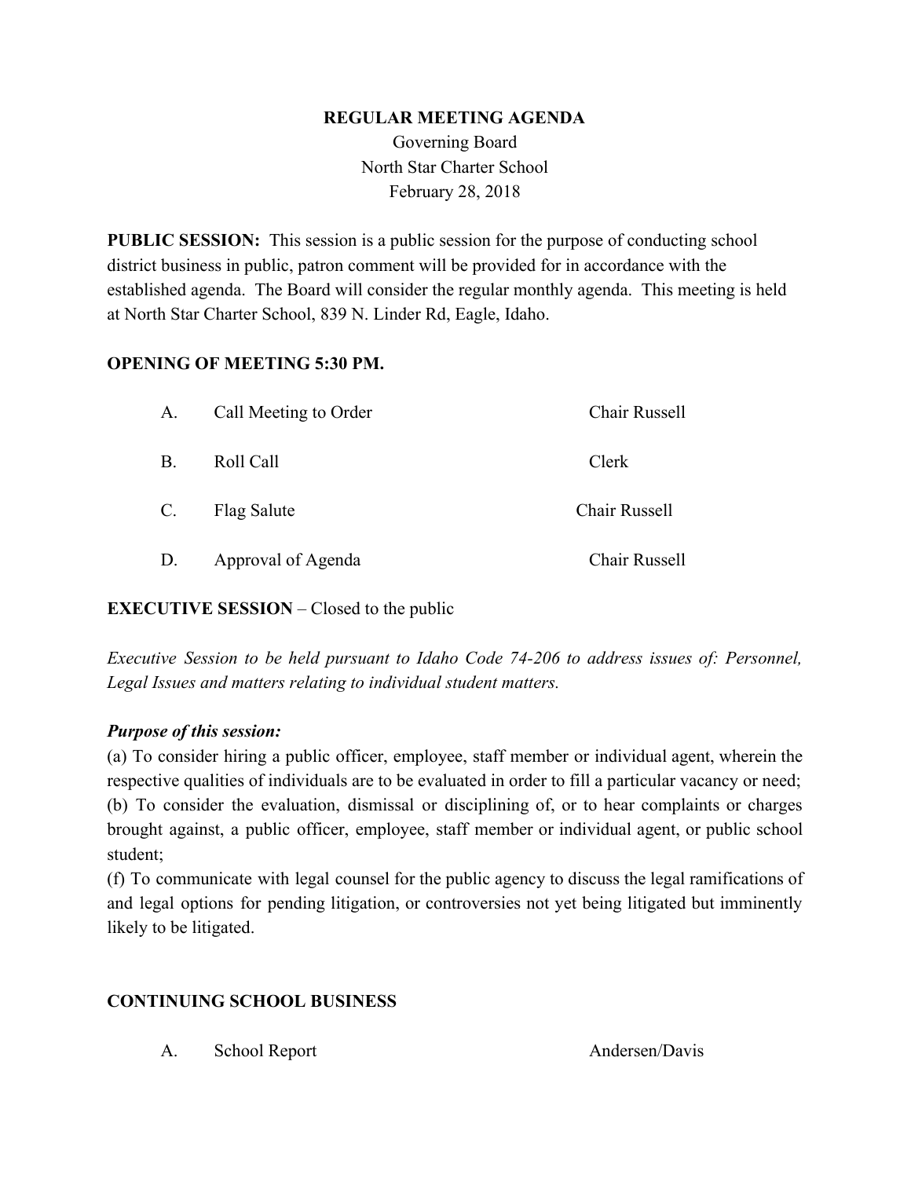# REGULAR MEETING AGENDA

Governing Board
North Star Charter School
February 28, 2018

**PUBLIC SESSION:** This session is a public session for the purpose of conducting school district business in public, patron comment will be provided for in accordance with the established agenda. The Board will consider the regular monthly agenda. This meeting is held at North Star Charter School, 839 N. Linder Rd, Eagle, Idaho.

## OPENING OF MEETING 5:30 PM.

| | | |
|---|---|---|
| A. | Call Meeting to Order | Chair Russell |
| B. | Roll Call | Clerk |
| C. | Flag Salute | Chair Russell |
| D. | Approval of Agenda | Chair Russell |

**EXECUTIVE SESSION** – Closed to the public

*Executive Session to be held pursuant to Idaho Code 74-206 to address issues of: Personnel, Legal Issues and matters relating to individual student matters.*

***Purpose of this session:***

(a) To consider hiring a public officer, employee, staff member or individual agent, wherein the respective qualities of individuals are to be evaluated in order to fill a particular vacancy or need;
(b) To consider the evaluation, dismissal or disciplining of, or to hear complaints or charges brought against, a public officer, employee, staff member or individual agent, or public school student;
(f) To communicate with legal counsel for the public agency to discuss the legal ramifications of and legal options for pending litigation, or controversies not yet being litigated but imminently likely to be litigated.

## CONTINUING SCHOOL BUSINESS

| | | |
|---|---|---|
| A. | School Report | Andersen/Davis |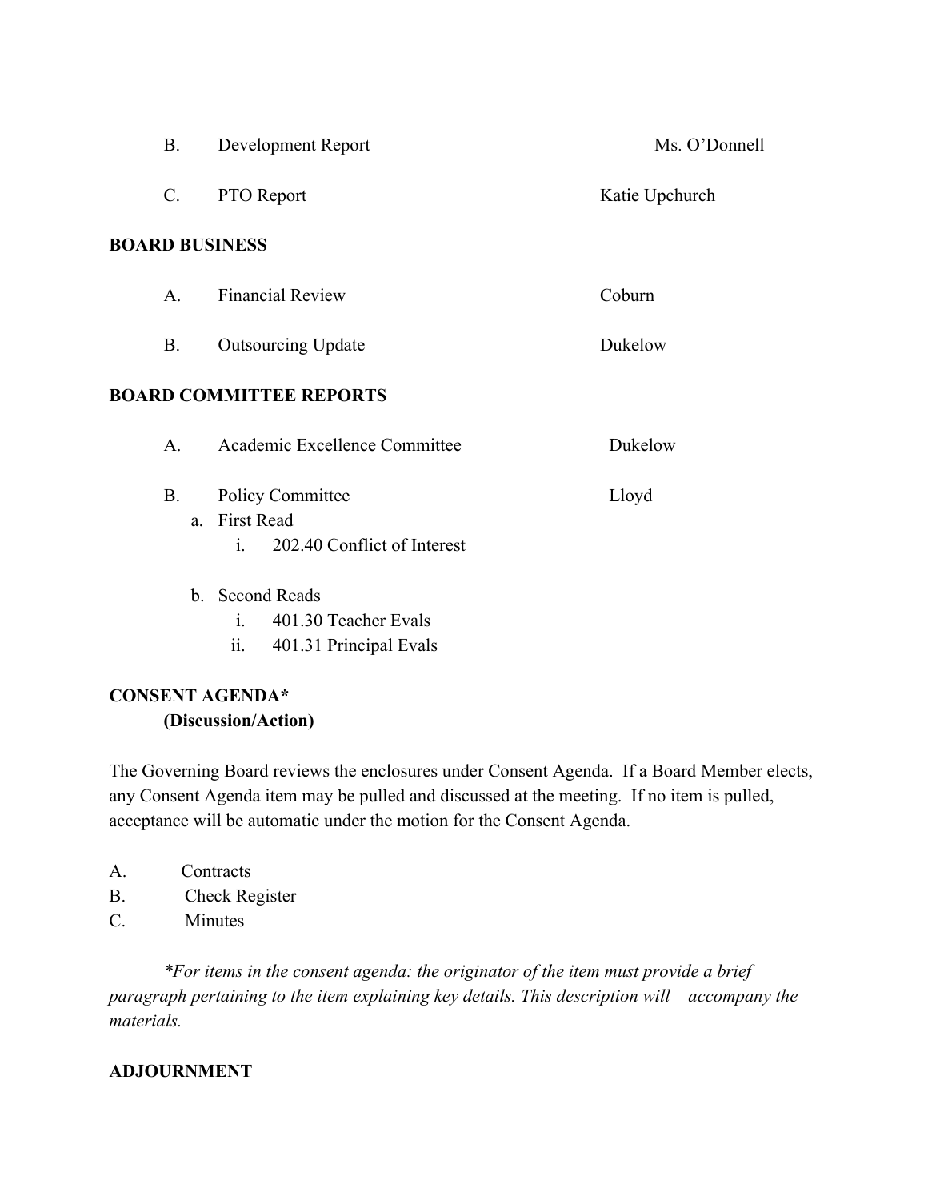B. Development Report — Ms. O'Donnell

C. PTO Report — Katie Upchurch

**BOARD BUSINESS**

A. Financial Review — Coburn

B. Outsourcing Update — Dukelow

**BOARD COMMITTEE REPORTS**

A. Academic Excellence Committee — Dukelow

B. Policy Committee — Lloyd

- a. First Read
  - i. 202.40 Conflict of Interest
- b. Second Reads
  - i. 401.30 Teacher Evals
  - ii. 401.31 Principal Evals

**CONSENT AGENDA***
**(Discussion/Action)**

The Governing Board reviews the enclosures under Consent Agenda. If a Board Member elects, any Consent Agenda item may be pulled and discussed at the meeting. If no item is pulled, acceptance will be automatic under the motion for the Consent Agenda.

A. Contracts
B. Check Register
C. Minutes

*\*For items in the consent agenda: the originator of the item must provide a brief paragraph pertaining to the item explaining key details. This description will accompany the materials.*

**ADJOURNMENT**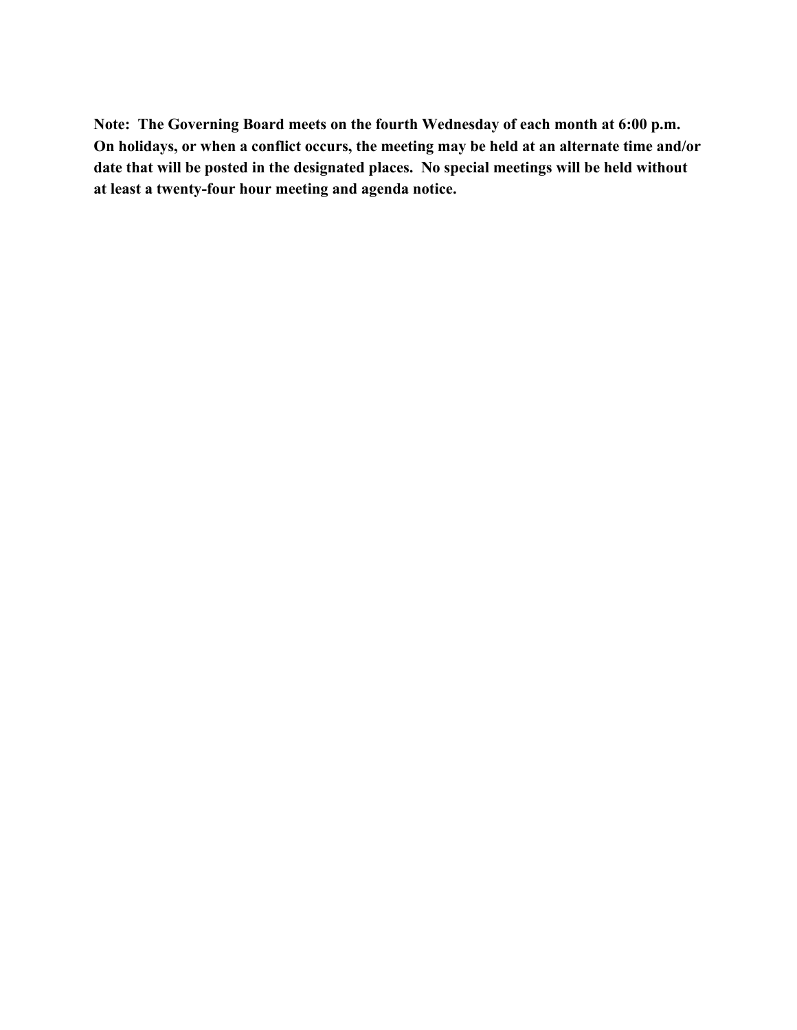**Note: The Governing Board meets on the fourth Wednesday of each month at 6:00 p.m. On holidays, or when a conflict occurs, the meeting may be held at an alternate time and/or date that will be posted in the designated places. No special meetings will be held without at least a twenty-four hour meeting and agenda notice.**